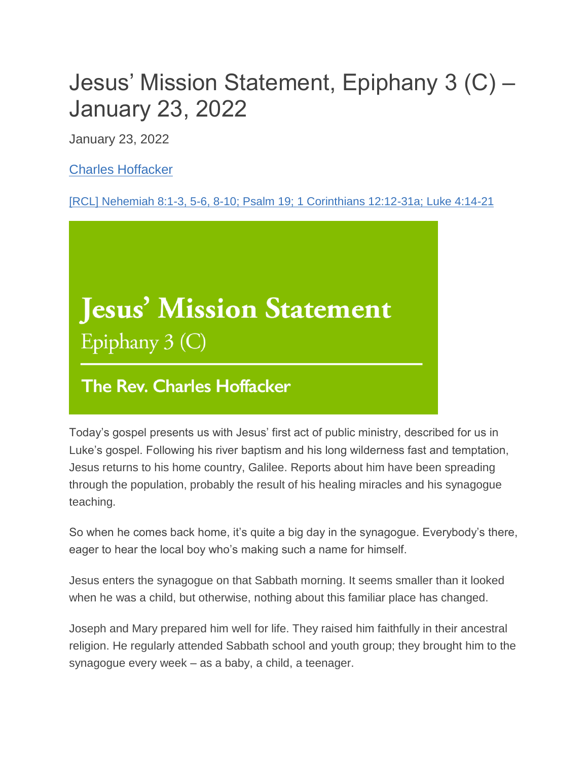# Jesus' Mission Statement, Epiphany 3 (C) – January 23, 2022

January 23, 2022

Charles Hoffacker

[RCL] Nehemiah 8:1-3, 5-6, 8-10; Psalm 19; 1 Corinthians 12:12-31a; Luke 4:14-21

**Jesus' Mission Statement**

Epiphany 3 (C)

**The Rev. Charles Hoffacker**

Today's gospel presents us with Jesus' first act of public ministry, described for us in Luke's gospel. Following his river baptism and his long wilderness fast and temptation, Jesus returns to his home country, Galilee. Reports about him have been spreading through the population, probably the result of his healing miracles and his synagogue teaching.

So when he comes back home, it's quite a big day in the synagogue. Everybody's there, eager to hear the local boy who's making such a name for himself.

Jesus enters the synagogue on that Sabbath morning. It seems smaller than it looked when he was a child, but otherwise, nothing about this familiar place has changed.

Joseph and Mary prepared him well for life. They raised him faithfully in their ancestral religion. He regularly attended Sabbath school and youth group; they brought him to the synagogue every week – as a baby, a child, a teenager.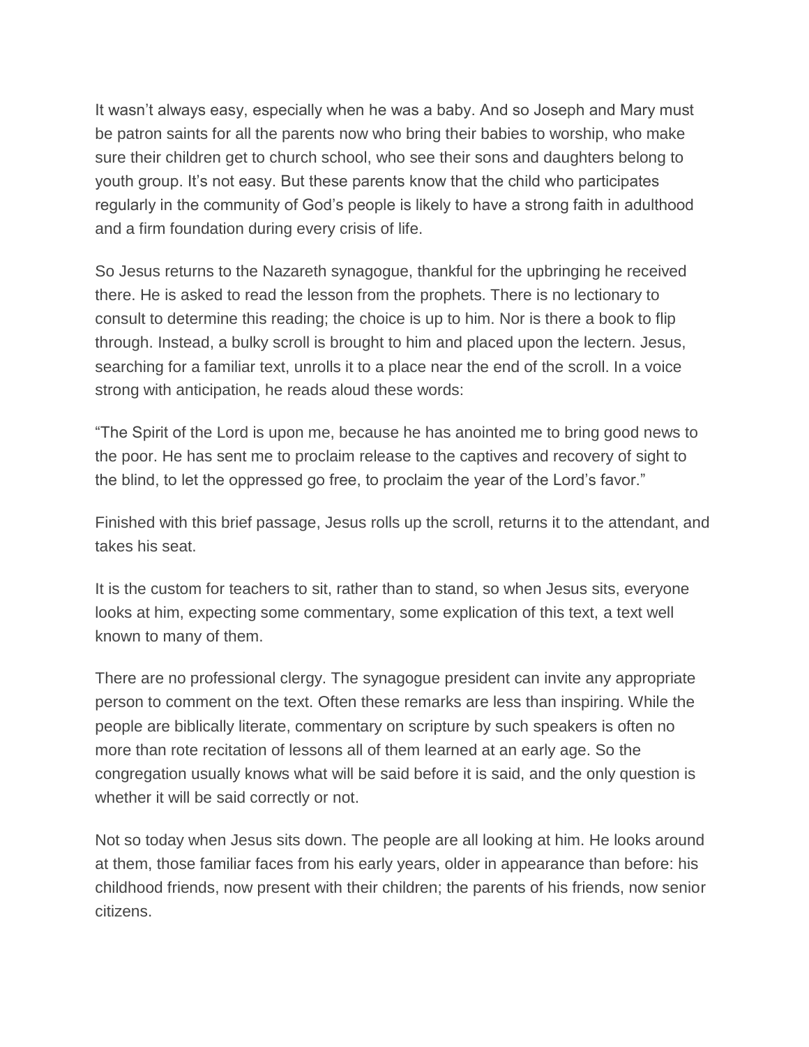It wasn't always easy, especially when he was a baby. And so Joseph and Mary must be patron saints for all the parents now who bring their babies to worship, who make sure their children get to church school, who see their sons and daughters belong to youth group. It's not easy. But these parents know that the child who participates regularly in the community of God's people is likely to have a strong faith in adulthood and a firm foundation during every crisis of life.

So Jesus returns to the Nazareth synagogue, thankful for the upbringing he received there. He is asked to read the lesson from the prophets. There is no lectionary to consult to determine this reading; the choice is up to him. Nor is there a book to flip through. Instead, a bulky scroll is brought to him and placed upon the lectern. Jesus, searching for a familiar text, unrolls it to a place near the end of the scroll. In a voice strong with anticipation, he reads aloud these words:

"The Spirit of the Lord is upon me, because he has anointed me to bring good news to the poor. He has sent me to proclaim release to the captives and recovery of sight to the blind, to let the oppressed go free, to proclaim the year of the Lord's favor."

Finished with this brief passage, Jesus rolls up the scroll, returns it to the attendant, and takes his seat.

It is the custom for teachers to sit, rather than to stand, so when Jesus sits, everyone looks at him, expecting some commentary, some explication of this text, a text well known to many of them.

There are no professional clergy. The synagogue president can invite any appropriate person to comment on the text. Often these remarks are less than inspiring. While the people are biblically literate, commentary on scripture by such speakers is often no more than rote recitation of lessons all of them learned at an early age. So the congregation usually knows what will be said before it is said, and the only question is whether it will be said correctly or not.

Not so today when Jesus sits down. The people are all looking at him. He looks around at them, those familiar faces from his early years, older in appearance than before: his childhood friends, now present with their children; the parents of his friends, now senior citizens.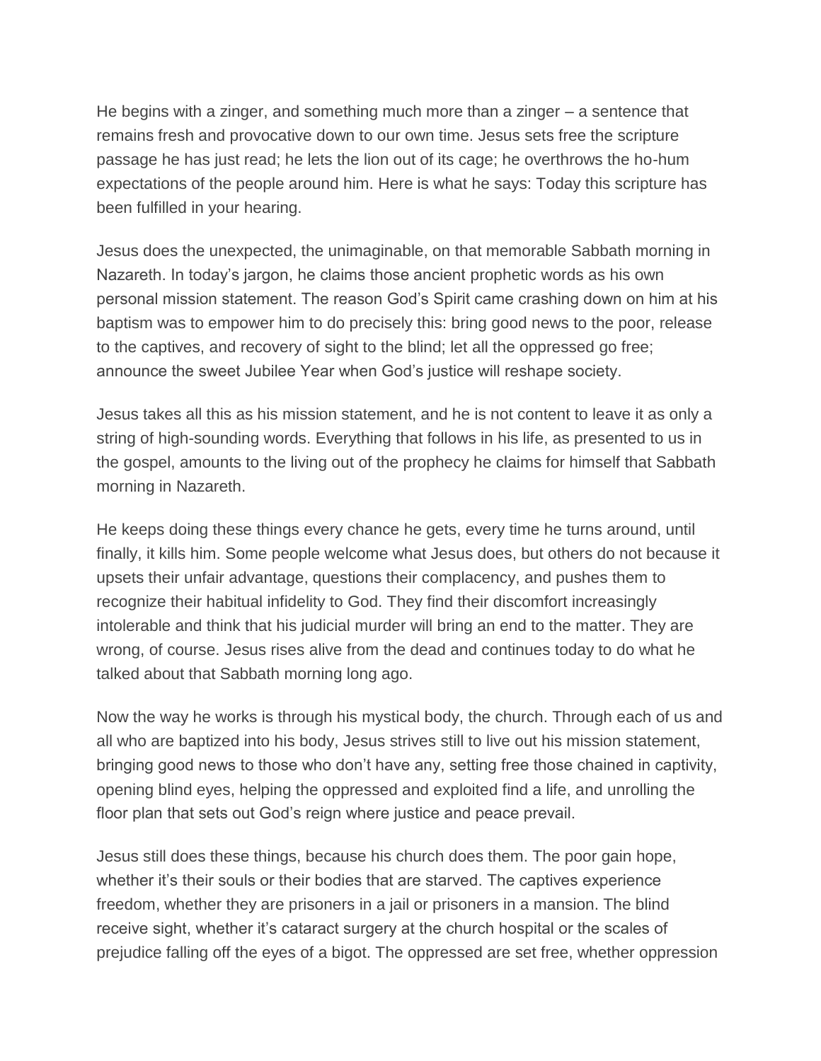He begins with a zinger, and something much more than a zinger – a sentence that remains fresh and provocative down to our own time. Jesus sets free the scripture passage he has just read; he lets the lion out of its cage; he overthrows the ho-hum expectations of the people around him. Here is what he says: Today this scripture has been fulfilled in your hearing.

Jesus does the unexpected, the unimaginable, on that memorable Sabbath morning in Nazareth. In today's jargon, he claims those ancient prophetic words as his own personal mission statement. The reason God's Spirit came crashing down on him at his baptism was to empower him to do precisely this: bring good news to the poor, release to the captives, and recovery of sight to the blind; let all the oppressed go free; announce the sweet Jubilee Year when God's justice will reshape society.

Jesus takes all this as his mission statement, and he is not content to leave it as only a string of high-sounding words. Everything that follows in his life, as presented to us in the gospel, amounts to the living out of the prophecy he claims for himself that Sabbath morning in Nazareth.

He keeps doing these things every chance he gets, every time he turns around, until finally, it kills him. Some people welcome what Jesus does, but others do not because it upsets their unfair advantage, questions their complacency, and pushes them to recognize their habitual infidelity to God. They find their discomfort increasingly intolerable and think that his judicial murder will bring an end to the matter. They are wrong, of course. Jesus rises alive from the dead and continues today to do what he talked about that Sabbath morning long ago.

Now the way he works is through his mystical body, the church. Through each of us and all who are baptized into his body, Jesus strives still to live out his mission statement, bringing good news to those who don't have any, setting free those chained in captivity, opening blind eyes, helping the oppressed and exploited find a life, and unrolling the floor plan that sets out God's reign where justice and peace prevail.

Jesus still does these things, because his church does them. The poor gain hope, whether it's their souls or their bodies that are starved. The captives experience freedom, whether they are prisoners in a jail or prisoners in a mansion. The blind receive sight, whether it's cataract surgery at the church hospital or the scales of prejudice falling off the eyes of a bigot. The oppressed are set free, whether oppression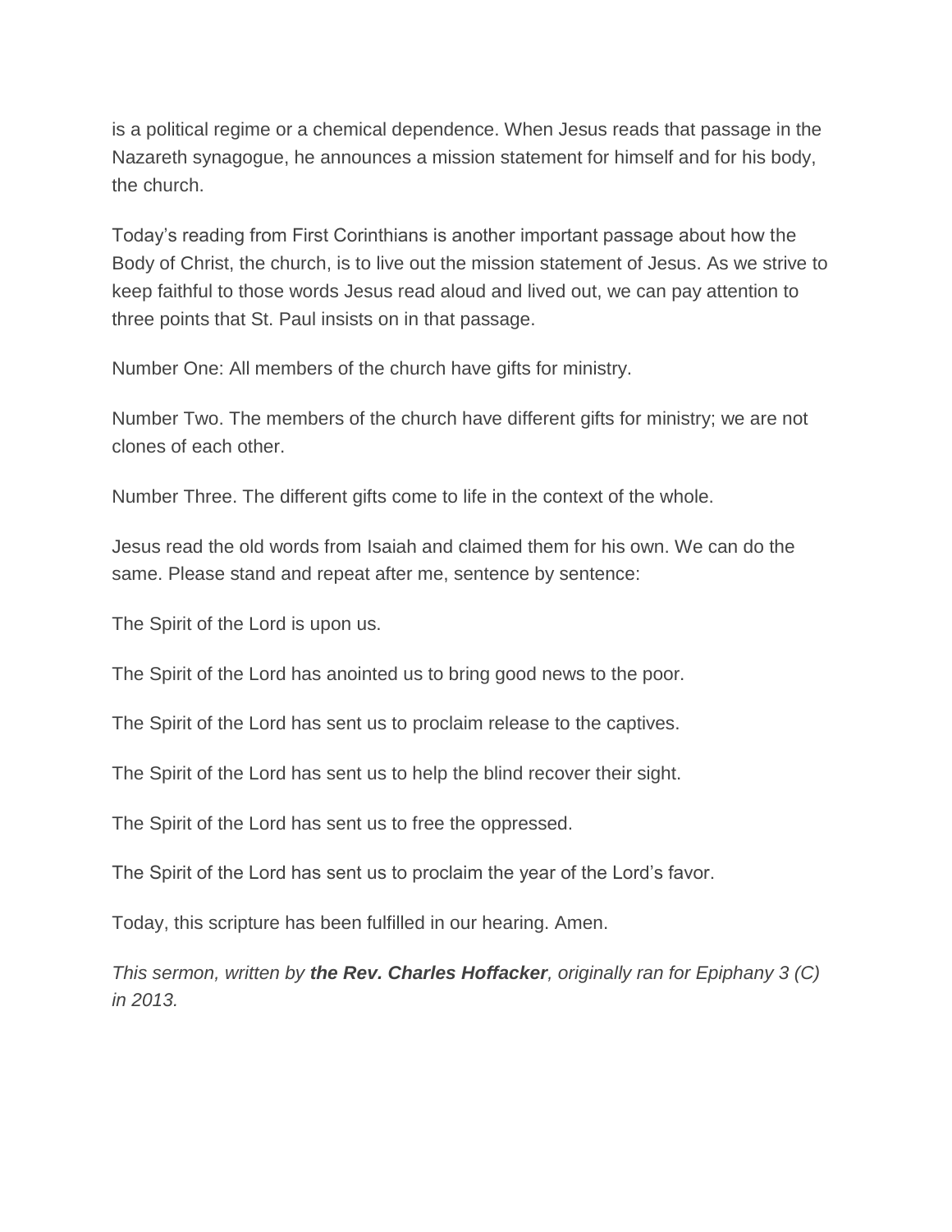is a political regime or a chemical dependence. When Jesus reads that passage in the Nazareth synagogue, he announces a mission statement for himself and for his body, the church.

Today's reading from First Corinthians is another important passage about how the Body of Christ, the church, is to live out the mission statement of Jesus. As we strive to keep faithful to those words Jesus read aloud and lived out, we can pay attention to three points that St. Paul insists on in that passage.

Number One: All members of the church have gifts for ministry.

Number Two. The members of the church have different gifts for ministry; we are not clones of each other.

Number Three. The different gifts come to life in the context of the whole.

Jesus read the old words from Isaiah and claimed them for his own. We can do the same. Please stand and repeat after me, sentence by sentence:

The Spirit of the Lord is upon us.

The Spirit of the Lord has anointed us to bring good news to the poor.

The Spirit of the Lord has sent us to proclaim release to the captives.

The Spirit of the Lord has sent us to help the blind recover their sight.

The Spirit of the Lord has sent us to free the oppressed.

The Spirit of the Lord has sent us to proclaim the year of the Lord's favor.

Today, this scripture has been fulfilled in our hearing. Amen.

*This sermon, written by **the Rev. Charles Hoffacker**, originally ran for Epiphany 3 (C) in 2013.*